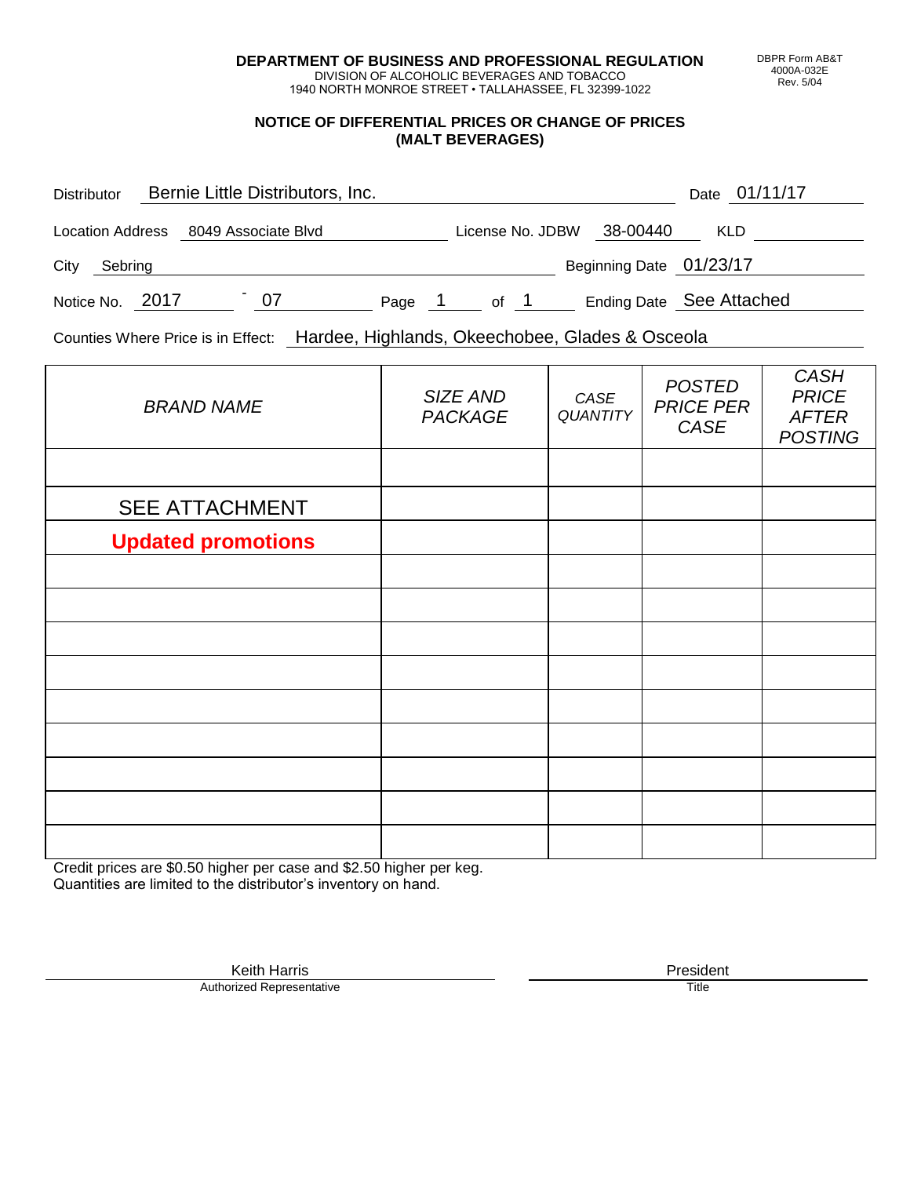**DEPARTMENT OF BUSINESS AND PROFESSIONAL REGULATION**
DIVISION OF ALCOHOLIC BEVERAGES AND TOBACCO
1940 NORTH MONROE STREET • TALLAHASSEE, FL 32399-1022

DBPR Form AB&T 4000A-032E Rev. 5/04

## NOTICE OF DIFFERENTIAL PRICES OR CHANGE OF PRICES (MALT BEVERAGES)

Distributor: Bernie Little Distributors, Inc. Date: 01/11/17

Location Address: 8049 Associate Blvd License No. JDBW 38-00440 KLD

City: Sebring Beginning Date: 01/23/17

Notice No. 2017 - 07 Page 1 of 1 Ending Date: See Attached

Counties Where Price is in Effect: Hardee, Highlands, Okeechobee, Glades & Osceola

| *BRAND NAME* | *SIZE AND PACKAGE* | *CASE QUANTITY* | *POSTED PRICE PER CASE* | *CASH PRICE AFTER POSTING* |
|---|---|---|---|---|
| | | | | |
| SEE ATTACHMENT | | | | |
| **Updated promotions** | | | | |
| | | | | |
| | | | | |
| | | | | |
| | | | | |
| | | | | |
| | | | | |
| | | | | |
| | | | | |
| | | | | |

Credit prices are $0.50 higher per case and $2.50 higher per keg.
Quantities are limited to the distributor's inventory on hand.

Keith Harris
Authorized Representative

President
Title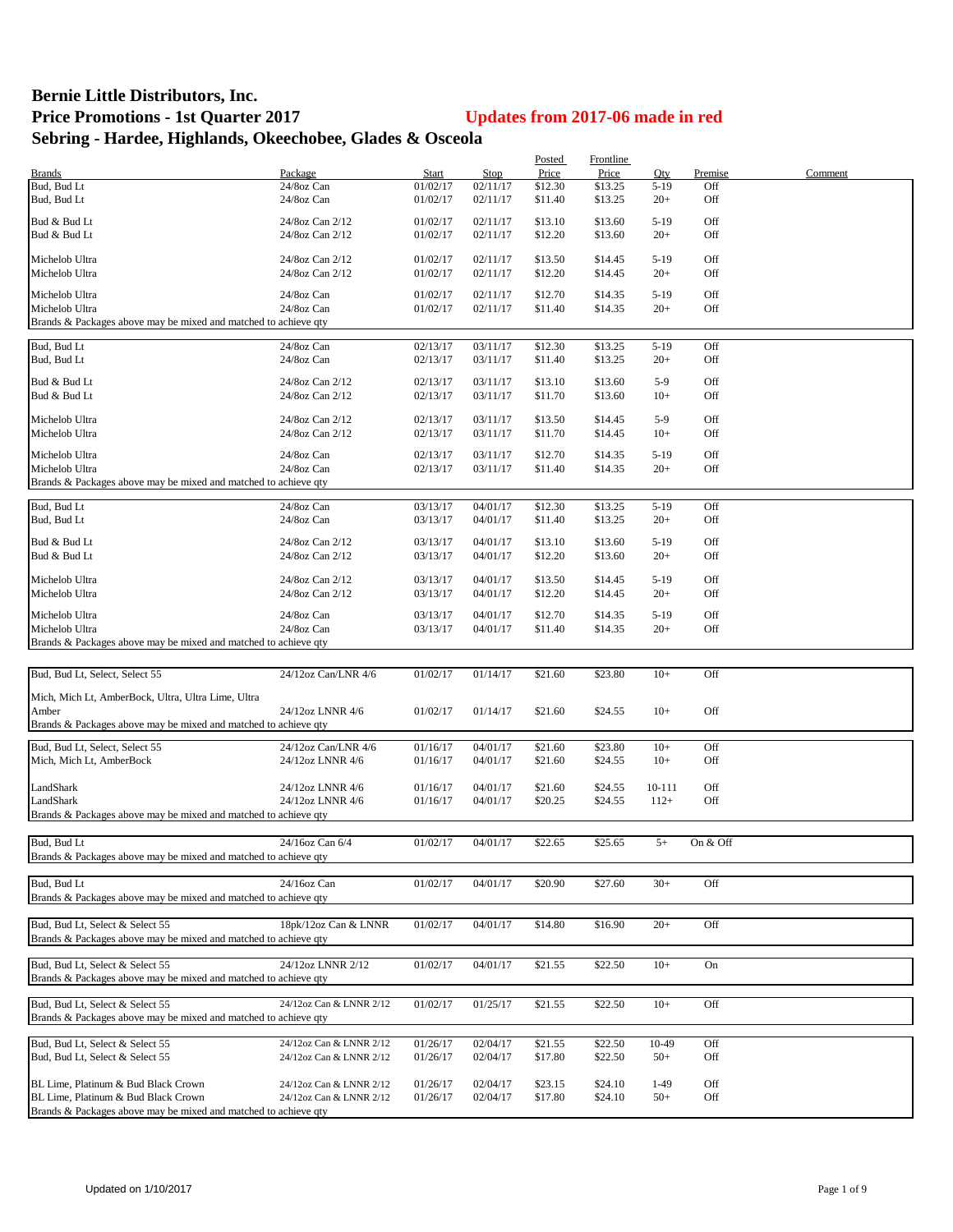# Bernie Little Distributors, Inc.

## Price Promotions - 1st Quarter 2017

**Updates from 2017-06 made in red**

## Sebring - Hardee, Highlands, Okeechobee, Glades & Osceola

| Brands | Package | Start | Stop | Posted Price | Frontline Price | Qty | Premise | Comment |
|---|---|---|---|---|---|---|---|---|
| Bud, Bud Lt | 24/8oz Can | 01/02/17 | 02/11/17 | $12.30 | $13.25 | 5-19 | Off | |
| Bud, Bud Lt | 24/8oz Can | 01/02/17 | 02/11/17 | $11.40 | $13.25 | 20+ | Off | |
| Bud & Bud Lt | 24/8oz Can 2/12 | 01/02/17 | 02/11/17 | $13.10 | $13.60 | 5-19 | Off | |
| Bud & Bud Lt | 24/8oz Can 2/12 | 01/02/17 | 02/11/17 | $12.20 | $13.60 | 20+ | Off | |
| Michelob Ultra | 24/8oz Can 2/12 | 01/02/17 | 02/11/17 | $13.50 | $14.45 | 5-19 | Off | |
| Michelob Ultra | 24/8oz Can 2/12 | 01/02/17 | 02/11/17 | $12.20 | $14.45 | 20+ | Off | |
| Michelob Ultra | 24/8oz Can | 01/02/17 | 02/11/17 | $12.70 | $14.35 | 5-19 | Off | |
| Michelob Ultra | 24/8oz Can | 01/02/17 | 02/11/17 | $11.40 | $14.35 | 20+ | Off | |
| Brands & Packages above may be mixed and matched to achieve qty | | | | | | | | |
| Bud, Bud Lt | 24/8oz Can | 02/13/17 | 03/11/17 | $12.30 | $13.25 | 5-19 | Off | |
| Bud, Bud Lt | 24/8oz Can | 02/13/17 | 03/11/17 | $11.40 | $13.25 | 20+ | Off | |
| Bud & Bud Lt | 24/8oz Can 2/12 | 02/13/17 | 03/11/17 | $13.10 | $13.60 | 5-9 | Off | |
| Bud & Bud Lt | 24/8oz Can 2/12 | 02/13/17 | 03/11/17 | $11.70 | $13.60 | 10+ | Off | |
| Michelob Ultra | 24/8oz Can 2/12 | 02/13/17 | 03/11/17 | $13.50 | $14.45 | 5-9 | Off | |
| Michelob Ultra | 24/8oz Can 2/12 | 02/13/17 | 03/11/17 | $11.70 | $14.45 | 10+ | Off | |
| Michelob Ultra | 24/8oz Can | 02/13/17 | 03/11/17 | $12.70 | $14.35 | 5-19 | Off | |
| Michelob Ultra | 24/8oz Can | 02/13/17 | 03/11/17 | $11.40 | $14.35 | 20+ | Off | |
| Brands & Packages above may be mixed and matched to achieve qty | | | | | | | | |
| Bud, Bud Lt | 24/8oz Can | 03/13/17 | 04/01/17 | $12.30 | $13.25 | 5-19 | Off | |
| Bud, Bud Lt | 24/8oz Can | 03/13/17 | 04/01/17 | $11.40 | $13.25 | 20+ | Off | |
| Bud & Bud Lt | 24/8oz Can 2/12 | 03/13/17 | 04/01/17 | $13.10 | $13.60 | 5-19 | Off | |
| Bud & Bud Lt | 24/8oz Can 2/12 | 03/13/17 | 04/01/17 | $12.20 | $13.60 | 20+ | Off | |
| Michelob Ultra | 24/8oz Can 2/12 | 03/13/17 | 04/01/17 | $13.50 | $14.45 | 5-19 | Off | |
| Michelob Ultra | 24/8oz Can 2/12 | 03/13/17 | 04/01/17 | $12.20 | $14.45 | 20+ | Off | |
| Michelob Ultra | 24/8oz Can | 03/13/17 | 04/01/17 | $12.70 | $14.35 | 5-19 | Off | |
| Michelob Ultra | 24/8oz Can | 03/13/17 | 04/01/17 | $11.40 | $14.35 | 20+ | Off | |
| Brands & Packages above may be mixed and matched to achieve qty | | | | | | | | |
| Bud, Bud Lt, Select, Select 55 | 24/12oz Can/LNR 4/6 | 01/02/17 | 01/14/17 | $21.60 | $23.80 | 10+ | Off | |
| Mich, Mich Lt, AmberBock, Ultra, Ultra Lime, Ultra Amber | 24/12oz LNNR 4/6 | 01/02/17 | 01/14/17 | $21.60 | $24.55 | 10+ | Off | |
| Brands & Packages above may be mixed and matched to achieve qty | | | | | | | | |
| Bud, Bud Lt, Select, Select 55 | 24/12oz Can/LNR 4/6 | 01/16/17 | 04/01/17 | $21.60 | $23.80 | 10+ | Off | |
| Mich, Mich Lt, AmberBock | 24/12oz LNNR 4/6 | 01/16/17 | 04/01/17 | $21.60 | $24.55 | 10+ | Off | |
| LandShark | 24/12oz LNNR 4/6 | 01/16/17 | 04/01/17 | $21.60 | $24.55 | 10-111 | Off | |
| LandShark | 24/12oz LNNR 4/6 | 01/16/17 | 04/01/17 | $20.25 | $24.55 | 112+ | Off | |
| Brands & Packages above may be mixed and matched to achieve qty | | | | | | | | |
| Bud, Bud Lt | 24/16oz Can 6/4 | 01/02/17 | 04/01/17 | $22.65 | $25.65 | 5+ | On & Off | |
| Brands & Packages above may be mixed and matched to achieve qty | | | | | | | | |
| Bud, Bud Lt | 24/16oz Can | 01/02/17 | 04/01/17 | $20.90 | $27.60 | 30+ | Off | |
| Brands & Packages above may be mixed and matched to achieve qty | | | | | | | | |
| Bud, Bud Lt, Select & Select 55 | 18pk/12oz Can & LNNR | 01/02/17 | 04/01/17 | $14.80 | $16.90 | 20+ | Off | |
| Brands & Packages above may be mixed and matched to achieve qty | | | | | | | | |
| Bud, Bud Lt, Select & Select 55 | 24/12oz LNNR 2/12 | 01/02/17 | 04/01/17 | $21.55 | $22.50 | 10+ | On | |
| Brands & Packages above may be mixed and matched to achieve qty | | | | | | | | |
| Bud, Bud Lt, Select & Select 55 | 24/12oz Can & LNNR 2/12 | 01/02/17 | 01/25/17 | $21.55 | $22.50 | 10+ | Off | |
| Brands & Packages above may be mixed and matched to achieve qty | | | | | | | | |
| Bud, Bud Lt, Select & Select 55 | 24/12oz Can & LNNR 2/12 | 01/26/17 | 02/04/17 | $21.55 | $22.50 | 10-49 | Off | |
| Bud, Bud Lt, Select & Select 55 | 24/12oz Can & LNNR 2/12 | 01/26/17 | 02/04/17 | $17.80 | $22.50 | 50+ | Off | |
| BL Lime, Platinum & Bud Black Crown | 24/12oz Can & LNNR 2/12 | 01/26/17 | 02/04/17 | $23.15 | $24.10 | 1-49 | Off | |
| BL Lime, Platinum & Bud Black Crown | 24/12oz Can & LNNR 2/12 | 01/26/17 | 02/04/17 | $17.80 | $24.10 | 50+ | Off | |
| Brands & Packages above may be mixed and matched to achieve qty | | | | | | | | |

Updated on 1/10/2017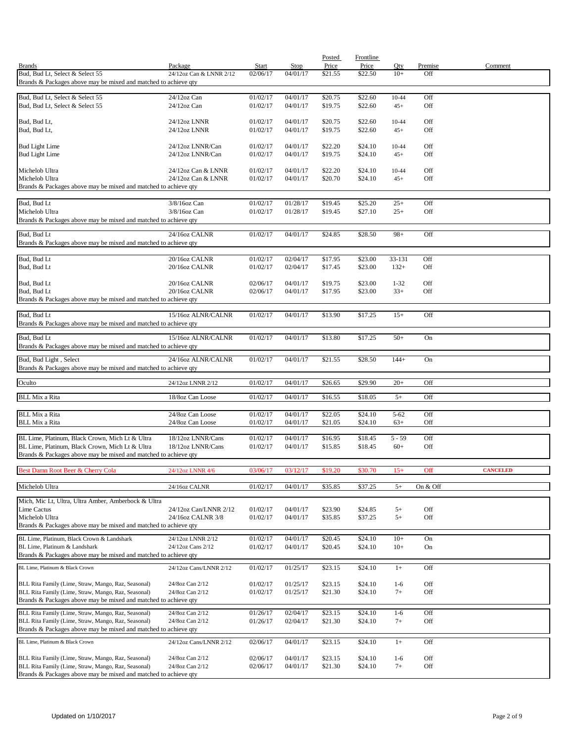| Brands | Package | Start | Stop | Posted Price | Frontline Price | Qty | Premise | Comment |
|---|---|---|---|---|---|---|---|---|
| Bud, Bud Lt, Select & Select 55 | 24/12oz Can & LNNR 2/12 | 02/06/17 | 04/01/17 | $21.55 | $22.50 | 10+ | Off | |
| Brands & Packages above may be mixed and matched to achieve qty | | | | | | | | |
| Bud, Bud Lt, Select & Select 55 | 24/12oz Can | 01/02/17 | 04/01/17 | $20.75 | $22.60 | 10-44 | Off | |
| Bud, Bud Lt, Select & Select 55 | 24/12oz Can | 01/02/17 | 04/01/17 | $19.75 | $22.60 | 45+ | Off | |
| Bud, Bud Lt, | 24/12oz LNNR | 01/02/17 | 04/01/17 | $20.75 | $22.60 | 10-44 | Off | |
| Bud, Bud Lt, | 24/12oz LNNR | 01/02/17 | 04/01/17 | $19.75 | $22.60 | 45+ | Off | |
| Bud Light Lime | 24/12oz LNNR/Can | 01/02/17 | 04/01/17 | $22.20 | $24.10 | 10-44 | Off | |
| Bud Light Lime | 24/12oz LNNR/Can | 01/02/17 | 04/01/17 | $19.75 | $24.10 | 45+ | Off | |
| Michelob Ultra | 24/12oz Can & LNNR | 01/02/17 | 04/01/17 | $22.20 | $24.10 | 10-44 | Off | |
| Michelob Ultra | 24/12oz Can & LNNR | 01/02/17 | 04/01/17 | $20.70 | $24.10 | 45+ | Off | |
| Brands & Packages above may be mixed and matched to achieve qty | | | | | | | | |
| Bud, Bud Lt | 3/8/16oz Can | 01/02/17 | 01/28/17 | $19.45 | $25.20 | 25+ | Off | |
| Michelob Ultra | 3/8/16oz Can | 01/02/17 | 01/28/17 | $19.45 | $27.10 | 25+ | Off | |
| Brands & Packages above may be mixed and matched to achieve qty | | | | | | | | |
| Bud, Bud Lt | 24/16oz CALNR | 01/02/17 | 04/01/17 | $24.85 | $28.50 | 98+ | Off | |
| Brands & Packages above may be mixed and matched to achieve qty | | | | | | | | |
| Bud, Bud Lt | 20/16oz CALNR | 01/02/17 | 02/04/17 | $17.95 | $23.00 | 33-131 | Off | |
| Bud, Bud Lt | 20/16oz CALNR | 01/02/17 | 02/04/17 | $17.45 | $23.00 | 132+ | Off | |
| Bud, Bud Lt | 20/16oz CALNR | 02/06/17 | 04/01/17 | $19.75 | $23.00 | 1-32 | Off | |
| Bud, Bud Lt | 20/16oz CALNR | 02/06/17 | 04/01/17 | $17.95 | $23.00 | 33+ | Off | |
| Brands & Packages above may be mixed and matched to achieve qty | | | | | | | | |
| Bud, Bud Lt | 15/16oz ALNR/CALNR | 01/02/17 | 04/01/17 | $13.90 | $17.25 | 15+ | Off | |
| Brands & Packages above may be mixed and matched to achieve qty | | | | | | | | |
| Bud, Bud Lt | 15/16oz ALNR/CALNR | 01/02/17 | 04/01/17 | $13.80 | $17.25 | 50+ | On | |
| Brands & Packages above may be mixed and matched to achieve qty | | | | | | | | |
| Bud, Bud Light , Select | 24/16oz ALNR/CALNR | 01/02/17 | 04/01/17 | $21.55 | $28.50 | 144+ | On | |
| Brands & Packages above may be mixed and matched to achieve qty | | | | | | | | |
| Oculto | 24/12oz LNNR 2/12 | 01/02/17 | 04/01/17 | $26.65 | $29.90 | 20+ | Off | |
| BLL Mix a Rita | 18/8oz Can Loose | 01/02/17 | 04/01/17 | $16.55 | $18.05 | 5+ | Off | |
| BLL Mix a Rita | 24/8oz Can Loose | 01/02/17 | 04/01/17 | $22.05 | $24.10 | 5-62 | Off | |
| BLL Mix a Rita | 24/8oz Can Loose | 01/02/17 | 04/01/17 | $21.05 | $24.10 | 63+ | Off | |
| BL Lime, Platinum, Black Crown, Mich Lt & Ultra | 18/12oz LNNR/Cans | 01/02/17 | 04/01/17 | $16.95 | $18.45 | 5 - 59 | Off | |
| BL Lime, Platinum, Black Crown, Mich Lt & Ultra | 18/12oz LNNR/Cans | 01/02/17 | 04/01/17 | $15.85 | $18.45 | 60+ | Off | |
| Brands & Packages above may be mixed and matched to achieve qty | | | | | | | | |
| Best Damn Root Beer & Cherry Cola | 24/12oz LNNR 4/6 | 03/06/17 | 03/12/17 | $19.20 | $30.70 | 15+ | Off | **CANCELED** |
| Michelob Ultra | 24/16oz CALNR | 01/02/17 | 04/01/17 | $35.85 | $37.25 | 5+ | On & Off | |
| Mich, Mic Lt, Ultra, Ultra Amber, Amberbock & Ultra Lime Cactus | 24/12oz Can/LNNR 2/12 | 01/02/17 | 04/01/17 | $23.90 | $24.85 | 5+ | Off | |
| Michelob Ultra | 24/16oz CALNR 3/8 | 01/02/17 | 04/01/17 | $35.85 | $37.25 | 5+ | Off | |
| Brands & Packages above may be mixed and matched to achieve qty | | | | | | | | |
| BL Lime, Platinum, Black Crown & Landshark | 24/12oz LNNR 2/12 | 01/02/17 | 04/01/17 | $20.45 | $24.10 | 10+ | On | |
| BL Lime, Platinum & Landshark | 24/12oz Cans 2/12 | 01/02/17 | 04/01/17 | $20.45 | $24.10 | 10+ | On | |
| Brands & Packages above may be mixed and matched to achieve qty | | | | | | | | |
| BL Lime, Platinum & Black Crown | 24/12oz Cans/LNNR 2/12 | 01/02/17 | 01/25/17 | $23.15 | $24.10 | 1+ | Off | |
| BLL Rita Family (Lime, Straw, Mango, Raz, Seasonal) | 24/8oz Can 2/12 | 01/02/17 | 01/25/17 | $23.15 | $24.10 | 1-6 | Off | |
| BLL Rita Family (Lime, Straw, Mango, Raz, Seasonal) | 24/8oz Can 2/12 | 01/02/17 | 01/25/17 | $21.30 | $24.10 | 7+ | Off | |
| Brands & Packages above may be mixed and matched to achieve qty | | | | | | | | |
| BLL Rita Family (Lime, Straw, Mango, Raz, Seasonal) | 24/8oz Can 2/12 | 01/26/17 | 02/04/17 | $23.15 | $24.10 | 1-6 | Off | |
| BLL Rita Family (Lime, Straw, Mango, Raz, Seasonal) | 24/8oz Can 2/12 | 01/26/17 | 02/04/17 | $21.30 | $24.10 | 7+ | Off | |
| Brands & Packages above may be mixed and matched to achieve qty | | | | | | | | |
| BL Lime, Platinum & Black Crown | 24/12oz Cans/LNNR 2/12 | 02/06/17 | 04/01/17 | $23.15 | $24.10 | 1+ | Off | |
| BLL Rita Family (Lime, Straw, Mango, Raz, Seasonal) | 24/8oz Can 2/12 | 02/06/17 | 04/01/17 | $23.15 | $24.10 | 1-6 | Off | |
| BLL Rita Family (Lime, Straw, Mango, Raz, Seasonal) | 24/8oz Can 2/12 | 02/06/17 | 04/01/17 | $21.30 | $24.10 | 7+ | Off | |
| Brands & Packages above may be mixed and matched to achieve qty | | | | | | | | |

Updated on 1/10/2017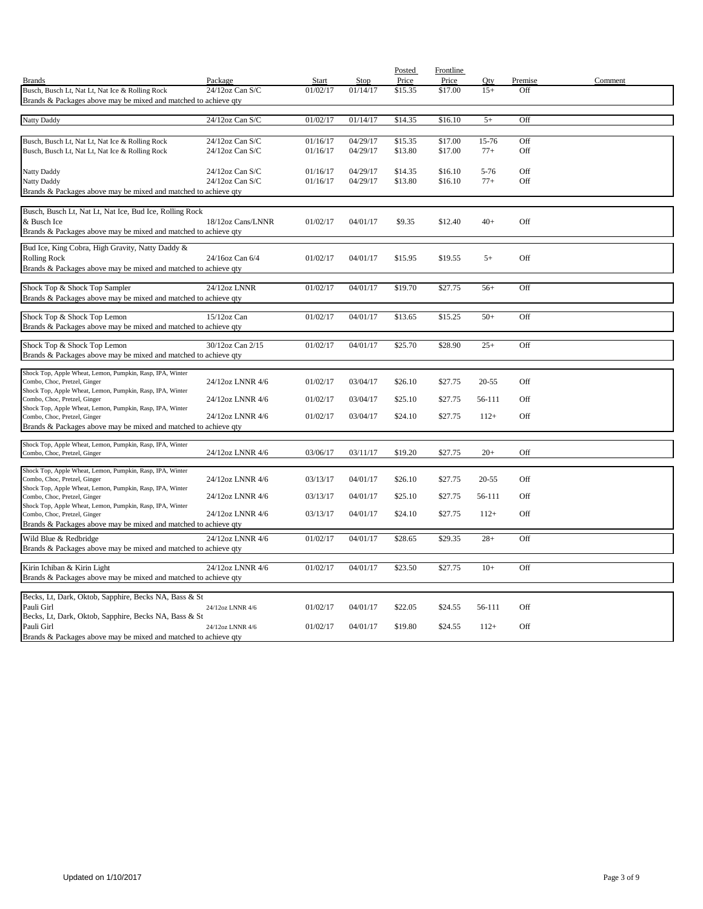| Brands | Package | Start | Stop | Posted Price | Frontline Price | Qty | Premise | Comment |
|---|---|---|---|---|---|---|---|---|
| Busch, Busch Lt, Nat Lt, Nat Ice & Rolling Rock | 24/12oz Can S/C | 01/02/17 | 01/14/17 | $15.35 | $17.00 | 15+ | Off | |
| Brands & Packages above may be mixed and matched to achieve qty | | | | | | | | |
| Natty Daddy | 24/12oz Can S/C | 01/02/17 | 01/14/17 | $14.35 | $16.10 | 5+ | Off | |
| Busch, Busch Lt, Nat Lt, Nat Ice & Rolling Rock | 24/12oz Can S/C | 01/16/17 | 04/29/17 | $15.35 | $17.00 | 15-76 | Off | |
| Busch, Busch Lt, Nat Lt, Nat Ice & Rolling Rock | 24/12oz Can S/C | 01/16/17 | 04/29/17 | $13.80 | $17.00 | 77+ | Off | |
| Natty Daddy | 24/12oz Can S/C | 01/16/17 | 04/29/17 | $14.35 | $16.10 | 5-76 | Off | |
| Natty Daddy | 24/12oz Can S/C | 01/16/17 | 04/29/17 | $13.80 | $16.10 | 77+ | Off | |
| Brands & Packages above may be mixed and matched to achieve qty | | | | | | | | |
| Busch, Busch Lt, Nat Lt, Nat Ice, Bud Ice, Rolling Rock & Busch Ice | 18/12oz Cans/LNNR | 01/02/17 | 04/01/17 | $9.35 | $12.40 | 40+ | Off | |
| Brands & Packages above may be mixed and matched to achieve qty | | | | | | | | |
| Bud Ice, King Cobra, High Gravity, Natty Daddy & Rolling Rock | 24/16oz Can 6/4 | 01/02/17 | 04/01/17 | $15.95 | $19.55 | 5+ | Off | |
| Brands & Packages above may be mixed and matched to achieve qty | | | | | | | | |
| Shock Top & Shock Top Sampler | 24/12oz LNNR | 01/02/17 | 04/01/17 | $19.70 | $27.75 | 56+ | Off | |
| Brands & Packages above may be mixed and matched to achieve qty | | | | | | | | |
| Shock Top & Shock Top Lemon | 15/12oz Can | 01/02/17 | 04/01/17 | $13.65 | $15.25 | 50+ | Off | |
| Brands & Packages above may be mixed and matched to achieve qty | | | | | | | | |
| Shock Top & Shock Top Lemon | 30/12oz Can 2/15 | 01/02/17 | 04/01/17 | $25.70 | $28.90 | 25+ | Off | |
| Brands & Packages above may be mixed and matched to achieve qty | | | | | | | | |
| Shock Top, Apple Wheat, Lemon, Pumpkin, Rasp, IPA, Winter Combo, Choc, Pretzel, Ginger | 24/12oz LNNR 4/6 | 01/02/17 | 03/04/17 | $26.10 | $27.75 | 20-55 | Off | |
| Shock Top, Apple Wheat, Lemon, Pumpkin, Rasp, IPA, Winter Combo, Choc, Pretzel, Ginger | 24/12oz LNNR 4/6 | 01/02/17 | 03/04/17 | $25.10 | $27.75 | 56-111 | Off | |
| Shock Top, Apple Wheat, Lemon, Pumpkin, Rasp, IPA, Winter Combo, Choc, Pretzel, Ginger | 24/12oz LNNR 4/6 | 01/02/17 | 03/04/17 | $24.10 | $27.75 | 112+ | Off | |
| Brands & Packages above may be mixed and matched to achieve qty | | | | | | | | |
| Shock Top, Apple Wheat, Lemon, Pumpkin, Rasp, IPA, Winter Combo, Choc, Pretzel, Ginger | 24/12oz LNNR 4/6 | 03/06/17 | 03/11/17 | $19.20 | $27.75 | 20+ | Off | |
| Shock Top, Apple Wheat, Lemon, Pumpkin, Rasp, IPA, Winter Combo, Choc, Pretzel, Ginger | 24/12oz LNNR 4/6 | 03/13/17 | 04/01/17 | $26.10 | $27.75 | 20-55 | Off | |
| Shock Top, Apple Wheat, Lemon, Pumpkin, Rasp, IPA, Winter Combo, Choc, Pretzel, Ginger | 24/12oz LNNR 4/6 | 03/13/17 | 04/01/17 | $25.10 | $27.75 | 56-111 | Off | |
| Shock Top, Apple Wheat, Lemon, Pumpkin, Rasp, IPA, Winter Combo, Choc, Pretzel, Ginger | 24/12oz LNNR 4/6 | 03/13/17 | 04/01/17 | $24.10 | $27.75 | 112+ | Off | |
| Brands & Packages above may be mixed and matched to achieve qty | | | | | | | | |
| Wild Blue & Redbridge | 24/12oz LNNR 4/6 | 01/02/17 | 04/01/17 | $28.65 | $29.35 | 28+ | Off | |
| Brands & Packages above may be mixed and matched to achieve qty | | | | | | | | |
| Kirin Ichiban & Kirin Light | 24/12oz LNNR 4/6 | 01/02/17 | 04/01/17 | $23.50 | $27.75 | 10+ | Off | |
| Brands & Packages above may be mixed and matched to achieve qty | | | | | | | | |
| Becks, Lt, Dark, Oktob, Sapphire, Becks NA, Bass & St Pauli Girl | 24/12oz LNNR 4/6 | 01/02/17 | 04/01/17 | $22.05 | $24.55 | 56-111 | Off | |
| Becks, Lt, Dark, Oktob, Sapphire, Becks NA, Bass & St Pauli Girl | 24/12oz LNNR 4/6 | 01/02/17 | 04/01/17 | $19.80 | $24.55 | 112+ | Off | |
| Brands & Packages above may be mixed and matched to achieve qty | | | | | | | | |

Updated on 1/10/2017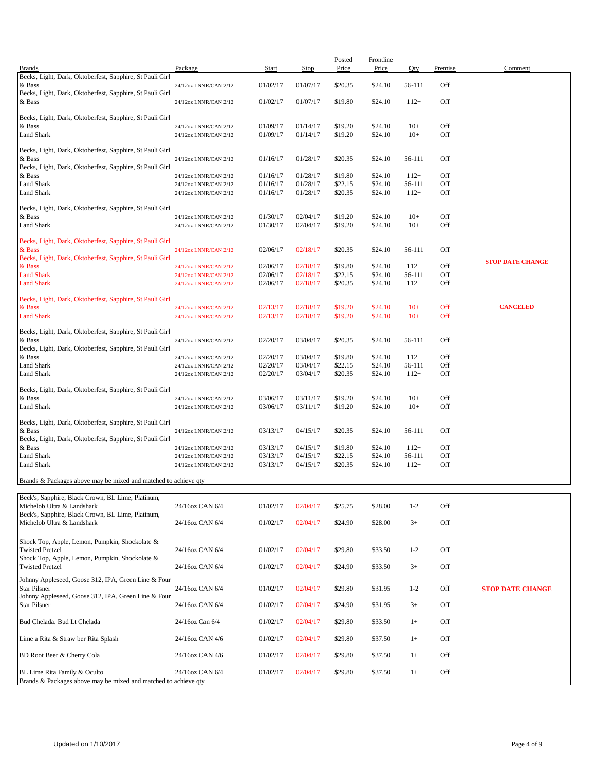| Brands | Package | Start | Stop | Posted Price | Frontline Price | Qty | Premise | Comment |
|---|---|---|---|---|---|---|---|---|
| Becks, Light, Dark, Oktoberfest, Sapphire, St Pauli Girl & Bass | 24/12oz LNNR/CAN 2/12 | 01/02/17 | 01/07/17 | $20.35 | $24.10 | 56-111 | Off | |
| Becks, Light, Dark, Oktoberfest, Sapphire, St Pauli Girl & Bass | 24/12oz LNNR/CAN 2/12 | 01/02/17 | 01/07/17 | $19.80 | $24.10 | 112+ | Off | |
| Becks, Light, Dark, Oktoberfest, Sapphire, St Pauli Girl & Bass | 24/12oz LNNR/CAN 2/12 | 01/09/17 | 01/14/17 | $19.20 | $24.10 | 10+ | Off | |
| Land Shark | 24/12oz LNNR/CAN 2/12 | 01/09/17 | 01/14/17 | $19.20 | $24.10 | 10+ | Off | |
| Becks, Light, Dark, Oktoberfest, Sapphire, St Pauli Girl & Bass | 24/12oz LNNR/CAN 2/12 | 01/16/17 | 01/28/17 | $20.35 | $24.10 | 56-111 | Off | |
| Becks, Light, Dark, Oktoberfest, Sapphire, St Pauli Girl & Bass | 24/12oz LNNR/CAN 2/12 | 01/16/17 | 01/28/17 | $19.80 | $24.10 | 112+ | Off | |
| Land Shark | 24/12oz LNNR/CAN 2/12 | 01/16/17 | 01/28/17 | $22.15 | $24.10 | 56-111 | Off | |
| Land Shark | 24/12oz LNNR/CAN 2/12 | 01/16/17 | 01/28/17 | $20.35 | $24.10 | 112+ | Off | |
| Becks, Light, Dark, Oktoberfest, Sapphire, St Pauli Girl & Bass | 24/12oz LNNR/CAN 2/12 | 01/30/17 | 02/04/17 | $19.20 | $24.10 | 10+ | Off | |
| Land Shark | 24/12oz LNNR/CAN 2/12 | 01/30/17 | 02/04/17 | $19.20 | $24.10 | 10+ | Off | |
| Becks, Light, Dark, Oktoberfest, Sapphire, St Pauli Girl & Bass | 24/12oz LNNR/CAN 2/12 | 02/06/17 | 02/18/17 | $20.35 | $24.10 | 56-111 | Off | |
| Becks, Light, Dark, Oktoberfest, Sapphire, St Pauli Girl & Bass | 24/12oz LNNR/CAN 2/12 | 02/06/17 | 02/18/17 | $19.80 | $24.10 | 112+ | Off | **STOP DATE CHANGE** |
| Land Shark | 24/12oz LNNR/CAN 2/12 | 02/06/17 | 02/18/17 | $22.15 | $24.10 | 56-111 | Off | |
| Land Shark | 24/12oz LNNR/CAN 2/12 | 02/06/17 | 02/18/17 | $20.35 | $24.10 | 112+ | Off | |
| Becks, Light, Dark, Oktoberfest, Sapphire, St Pauli Girl & Bass | 24/12oz LNNR/CAN 2/12 | 02/13/17 | 02/18/17 | $19.20 | $24.10 | 10+ | Off | **CANCELED** |
| Land Shark | 24/12oz LNNR/CAN 2/12 | 02/13/17 | 02/18/17 | $19.20 | $24.10 | 10+ | Off | |
| Becks, Light, Dark, Oktoberfest, Sapphire, St Pauli Girl & Bass | 24/12oz LNNR/CAN 2/12 | 02/20/17 | 03/04/17 | $20.35 | $24.10 | 56-111 | Off | |
| Becks, Light, Dark, Oktoberfest, Sapphire, St Pauli Girl & Bass | 24/12oz LNNR/CAN 2/12 | 02/20/17 | 03/04/17 | $19.80 | $24.10 | 112+ | Off | |
| Land Shark | 24/12oz LNNR/CAN 2/12 | 02/20/17 | 03/04/17 | $22.15 | $24.10 | 56-111 | Off | |
| Land Shark | 24/12oz LNNR/CAN 2/12 | 02/20/17 | 03/04/17 | $20.35 | $24.10 | 112+ | Off | |
| Becks, Light, Dark, Oktoberfest, Sapphire, St Pauli Girl & Bass | 24/12oz LNNR/CAN 2/12 | 03/06/17 | 03/11/17 | $19.20 | $24.10 | 10+ | Off | |
| Land Shark | 24/12oz LNNR/CAN 2/12 | 03/06/17 | 03/11/17 | $19.20 | $24.10 | 10+ | Off | |
| Becks, Light, Dark, Oktoberfest, Sapphire, St Pauli Girl & Bass | 24/12oz LNNR/CAN 2/12 | 03/13/17 | 04/15/17 | $20.35 | $24.10 | 56-111 | Off | |
| Becks, Light, Dark, Oktoberfest, Sapphire, St Pauli Girl & Bass | 24/12oz LNNR/CAN 2/12 | 03/13/17 | 04/15/17 | $19.80 | $24.10 | 112+ | Off | |
| Land Shark | 24/12oz LNNR/CAN 2/12 | 03/13/17 | 04/15/17 | $22.15 | $24.10 | 56-111 | Off | |
| Land Shark | 24/12oz LNNR/CAN 2/12 | 03/13/17 | 04/15/17 | $20.35 | $24.10 | 112+ | Off | |

Brands & Packages above may be mixed and matched to achieve qty

| Brands | Package | Start | Stop | Posted Price | Frontline Price | Qty | Premise | Comment |
|---|---|---|---|---|---|---|---|---|
| Beck's, Sapphire, Black Crown, BL Lime, Platinum, Michelob Ultra & Landshark | 24/16oz CAN 6/4 | 01/02/17 | 02/04/17 | $25.75 | $28.00 | 1-2 | Off | |
| Beck's, Sapphire, Black Crown, BL Lime, Platinum, Michelob Ultra & Landshark | 24/16oz CAN 6/4 | 01/02/17 | 02/04/17 | $24.90 | $28.00 | 3+ | Off | |
| Shock Top, Apple, Lemon, Pumpkin, Shockolate & Twisted Pretzel | 24/16oz CAN 6/4 | 01/02/17 | 02/04/17 | $29.80 | $33.50 | 1-2 | Off | |
| Shock Top, Apple, Lemon, Pumpkin, Shockolate & Twisted Pretzel | 24/16oz CAN 6/4 | 01/02/17 | 02/04/17 | $24.90 | $33.50 | 3+ | Off | |
| Johnny Appleseed, Goose 312, IPA, Green Line & Four Star Pilsner | 24/16oz CAN 6/4 | 01/02/17 | 02/04/17 | $29.80 | $31.95 | 1-2 | Off | **STOP DATE CHANGE** |
| Johnny Appleseed, Goose 312, IPA, Green Line & Four Star Pilsner | 24/16oz CAN 6/4 | 01/02/17 | 02/04/17 | $24.90 | $31.95 | 3+ | Off | |
| Bud Chelada, Bud Lt Chelada | 24/16oz Can 6/4 | 01/02/17 | 02/04/17 | $29.80 | $33.50 | 1+ | Off | |
| Lime a Rita & Straw ber Rita Splash | 24/16oz CAN 4/6 | 01/02/17 | 02/04/17 | $29.80 | $37.50 | 1+ | Off | |
| BD Root Beer & Cherry Cola | 24/16oz CAN 4/6 | 01/02/17 | 02/04/17 | $29.80 | $37.50 | 1+ | Off | |
| BL Lime Rita Family & Oculto | 24/16oz CAN 6/4 | 01/02/17 | 02/04/17 | $29.80 | $37.50 | 1+ | Off | |

Brands & Packages above may be mixed and matched to achieve qty

Updated on 1/10/2017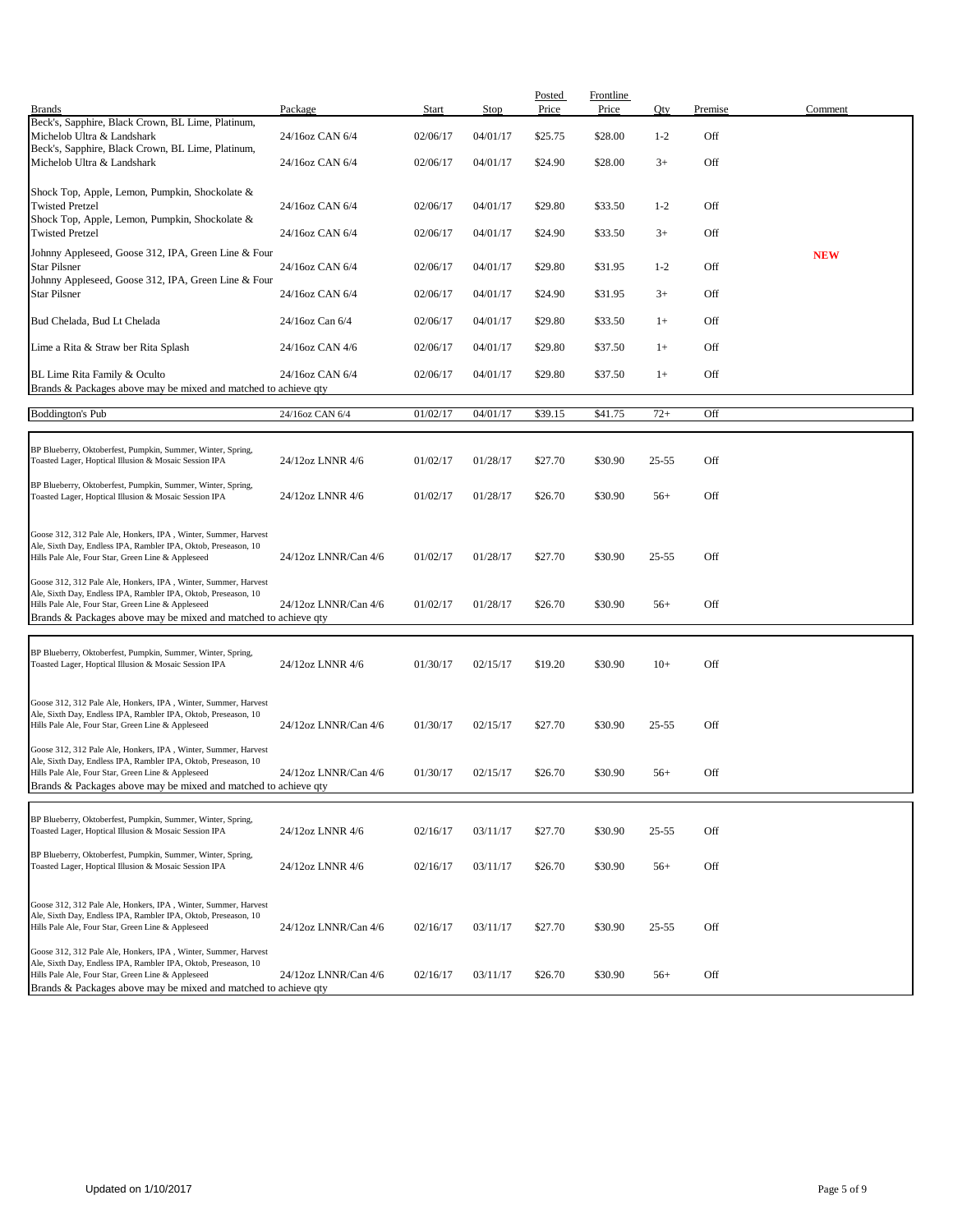| Brands | Package | Start | Stop | Posted Price | Frontline Price | Qty | Premise | Comment |
|---|---|---|---|---|---|---|---|---|
| Beck's, Sapphire, Black Crown, BL Lime, Platinum, Michelob Ultra & Landshark | 24/16oz CAN 6/4 | 02/06/17 | 04/01/17 | $25.75 | $28.00 | 1-2 | Off | |
| Beck's, Sapphire, Black Crown, BL Lime, Platinum, Michelob Ultra & Landshark | 24/16oz CAN 6/4 | 02/06/17 | 04/01/17 | $24.90 | $28.00 | 3+ | Off | |
| Shock Top, Apple, Lemon, Pumpkin, Shockolate & Twisted Pretzel | 24/16oz CAN 6/4 | 02/06/17 | 04/01/17 | $29.80 | $33.50 | 1-2 | Off | |
| Shock Top, Apple, Lemon, Pumpkin, Shockolate & Twisted Pretzel | 24/16oz CAN 6/4 | 02/06/17 | 04/01/17 | $24.90 | $33.50 | 3+ | Off | |
| Johnny Appleseed, Goose 312, IPA, Green Line & Four Star Pilsner | 24/16oz CAN 6/4 | 02/06/17 | 04/01/17 | $29.80 | $31.95 | 1-2 | Off | **NEW** |
| Johnny Appleseed, Goose 312, IPA, Green Line & Four Star Pilsner | 24/16oz CAN 6/4 | 02/06/17 | 04/01/17 | $24.90 | $31.95 | 3+ | Off | |
| Bud Chelada, Bud Lt Chelada | 24/16oz Can 6/4 | 02/06/17 | 04/01/17 | $29.80 | $33.50 | 1+ | Off | |
| Lime a Rita & Straw ber Rita Splash | 24/16oz CAN 4/6 | 02/06/17 | 04/01/17 | $29.80 | $37.50 | 1+ | Off | |
| BL Lime Rita Family & Oculto | 24/16oz CAN 6/4 | 02/06/17 | 04/01/17 | $29.80 | $37.50 | 1+ | Off | |
| Brands & Packages above may be mixed and matched to achieve qty | | | | | | | | |

| Brands | Package | Start | Stop | Posted Price | Frontline Price | Qty | Premise | Comment |
|---|---|---|---|---|---|---|---|---|
| Boddington's Pub | 24/16oz CAN 6/4 | 01/02/17 | 04/01/17 | $39.15 | $41.75 | 72+ | Off | |

| Brands | Package | Start | Stop | Posted Price | Frontline Price | Qty | Premise | Comment |
|---|---|---|---|---|---|---|---|---|
| BP Blueberry, Oktoberfest, Pumpkin, Summer, Winter, Spring, Toasted Lager, Hoptical Illusion & Mosaic Session IPA | 24/12oz LNNR 4/6 | 01/02/17 | 01/28/17 | $27.70 | $30.90 | 25-55 | Off | |
| BP Blueberry, Oktoberfest, Pumpkin, Summer, Winter, Spring, Toasted Lager, Hoptical Illusion & Mosaic Session IPA | 24/12oz LNNR 4/6 | 01/02/17 | 01/28/17 | $26.70 | $30.90 | 56+ | Off | |
| Goose 312, 312 Pale Ale, Honkers, IPA , Winter, Summer, Harvest Ale, Sixth Day, Endless IPA, Rambler IPA, Oktob, Preseason, 10 Hills Pale Ale, Four Star, Green Line & Appleseed | 24/12oz LNNR/Can 4/6 | 01/02/17 | 01/28/17 | $27.70 | $30.90 | 25-55 | Off | |
| Goose 312, 312 Pale Ale, Honkers, IPA , Winter, Summer, Harvest Ale, Sixth Day, Endless IPA, Rambler IPA, Oktob, Preseason, 10 Hills Pale Ale, Four Star, Green Line & Appleseed | 24/12oz LNNR/Can 4/6 | 01/02/17 | 01/28/17 | $26.70 | $30.90 | 56+ | Off | |
| Brands & Packages above may be mixed and matched to achieve qty | | | | | | | | |

| Brands | Package | Start | Stop | Posted Price | Frontline Price | Qty | Premise | Comment |
|---|---|---|---|---|---|---|---|---|
| BP Blueberry, Oktoberfest, Pumpkin, Summer, Winter, Spring, Toasted Lager, Hoptical Illusion & Mosaic Session IPA | 24/12oz LNNR 4/6 | 01/30/17 | 02/15/17 | $19.20 | $30.90 | 10+ | Off | |
| Goose 312, 312 Pale Ale, Honkers, IPA , Winter, Summer, Harvest Ale, Sixth Day, Endless IPA, Rambler IPA, Oktob, Preseason, 10 Hills Pale Ale, Four Star, Green Line & Appleseed | 24/12oz LNNR/Can 4/6 | 01/30/17 | 02/15/17 | $27.70 | $30.90 | 25-55 | Off | |
| Goose 312, 312 Pale Ale, Honkers, IPA , Winter, Summer, Harvest Ale, Sixth Day, Endless IPA, Rambler IPA, Oktob, Preseason, 10 Hills Pale Ale, Four Star, Green Line & Appleseed | 24/12oz LNNR/Can 4/6 | 01/30/17 | 02/15/17 | $26.70 | $30.90 | 56+ | Off | |
| Brands & Packages above may be mixed and matched to achieve qty | | | | | | | | |

| Brands | Package | Start | Stop | Posted Price | Frontline Price | Qty | Premise | Comment |
|---|---|---|---|---|---|---|---|---|
| BP Blueberry, Oktoberfest, Pumpkin, Summer, Winter, Spring, Toasted Lager, Hoptical Illusion & Mosaic Session IPA | 24/12oz LNNR 4/6 | 02/16/17 | 03/11/17 | $27.70 | $30.90 | 25-55 | Off | |
| BP Blueberry, Oktoberfest, Pumpkin, Summer, Winter, Spring, Toasted Lager, Hoptical Illusion & Mosaic Session IPA | 24/12oz LNNR 4/6 | 02/16/17 | 03/11/17 | $26.70 | $30.90 | 56+ | Off | |
| Goose 312, 312 Pale Ale, Honkers, IPA , Winter, Summer, Harvest Ale, Sixth Day, Endless IPA, Rambler IPA, Oktob, Preseason, 10 Hills Pale Ale, Four Star, Green Line & Appleseed | 24/12oz LNNR/Can 4/6 | 02/16/17 | 03/11/17 | $27.70 | $30.90 | 25-55 | Off | |
| Goose 312, 312 Pale Ale, Honkers, IPA , Winter, Summer, Harvest Ale, Sixth Day, Endless IPA, Rambler IPA, Oktob, Preseason, 10 Hills Pale Ale, Four Star, Green Line & Appleseed | 24/12oz LNNR/Can 4/6 | 02/16/17 | 03/11/17 | $26.70 | $30.90 | 56+ | Off | |
| Brands & Packages above may be mixed and matched to achieve qty | | | | | | | | |

Updated on 1/10/2017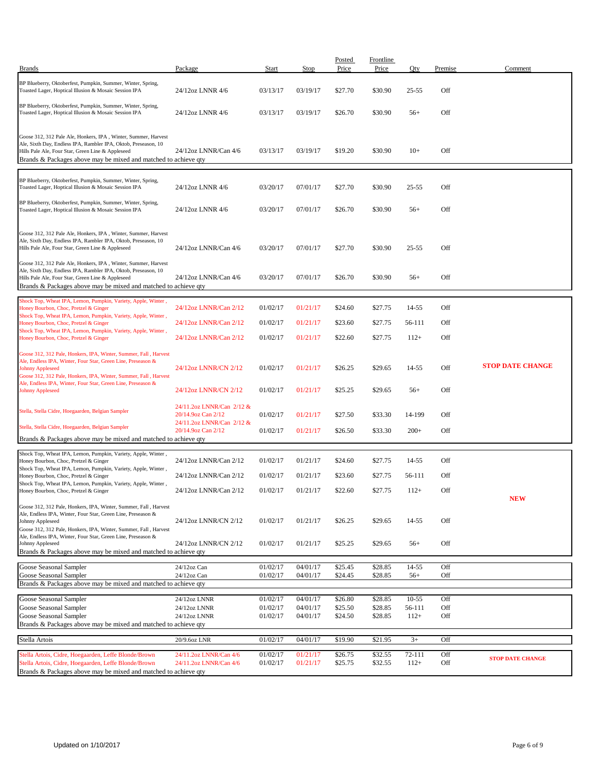| Brands | Package | Start | Stop | Posted Price | Frontline Price | Qty | Premise | Comment |
|---|---|---|---|---|---|---|---|---|
| BP Blueberry, Oktoberfest, Pumpkin, Summer, Winter, Spring, Toasted Lager, Hoptical Illusion & Mosaic Session IPA | 24/12oz LNNR 4/6 | 03/13/17 | 03/19/17 | $27.70 | $30.90 | 25-55 | Off | |
| BP Blueberry, Oktoberfest, Pumpkin, Summer, Winter, Spring, Toasted Lager, Hoptical Illusion & Mosaic Session IPA | 24/12oz LNNR 4/6 | 03/13/17 | 03/19/17 | $26.70 | $30.90 | 56+ | Off | |
| Goose 312, 312 Pale Ale, Honkers, IPA , Winter, Summer, Harvest Ale, Sixth Day, Endless IPA, Rambler IPA, Oktob, Preseason, 10 Hills Pale Ale, Four Star, Green Line & Appleseed | 24/12oz LNNR/Can 4/6 | 03/13/17 | 03/19/17 | $19.20 | $30.90 | 10+ | Off | |
| Brands & Packages above may be mixed and matched to achieve qty | | | | | | | | |
| BP Blueberry, Oktoberfest, Pumpkin, Summer, Winter, Spring, Toasted Lager, Hoptical Illusion & Mosaic Session IPA | 24/12oz LNNR 4/6 | 03/20/17 | 07/01/17 | $27.70 | $30.90 | 25-55 | Off | |
| BP Blueberry, Oktoberfest, Pumpkin, Summer, Winter, Spring, Toasted Lager, Hoptical Illusion & Mosaic Session IPA | 24/12oz LNNR 4/6 | 03/20/17 | 07/01/17 | $26.70 | $30.90 | 56+ | Off | |
| Goose 312, 312 Pale Ale, Honkers, IPA , Winter, Summer, Harvest Ale, Sixth Day, Endless IPA, Rambler IPA, Oktob, Preseason, 10 Hills Pale Ale, Four Star, Green Line & Appleseed | 24/12oz LNNR/Can 4/6 | 03/20/17 | 07/01/17 | $27.70 | $30.90 | 25-55 | Off | |
| Goose 312, 312 Pale Ale, Honkers, IPA , Winter, Summer, Harvest Ale, Sixth Day, Endless IPA, Rambler IPA, Oktob, Preseason, 10 Hills Pale Ale, Four Star, Green Line & Appleseed | 24/12oz LNNR/Can 4/6 | 03/20/17 | 07/01/17 | $26.70 | $30.90 | 56+ | Off | |
| Brands & Packages above may be mixed and matched to achieve qty | | | | | | | | |
| Shock Top, Wheat IPA, Lemon, Pumpkin, Variety, Apple, Winter , Honey Bourbon, Choc, Pretzel & Ginger | 24/12oz LNNR/Can 2/12 | 01/02/17 | 01/21/17 | $24.60 | $27.75 | 14-55 | Off | |
| Shock Top, Wheat IPA, Lemon, Pumpkin, Variety, Apple, Winter , Honey Bourbon, Choc, Pretzel & Ginger | 24/12oz LNNR/Can 2/12 | 01/02/17 | 01/21/17 | $23.60 | $27.75 | 56-111 | Off | |
| Shock Top, Wheat IPA, Lemon, Pumpkin, Variety, Apple, Winter , Honey Bourbon, Choc, Pretzel & Ginger | 24/12oz LNNR/Can 2/12 | 01/02/17 | 01/21/17 | $22.60 | $27.75 | 112+ | Off | |
| Goose 312, 312 Pale, Honkers, IPA, Winter, Summer, Fall , Harvest Ale, Endless IPA, Winter, Four Star, Green Line, Preseason & Johnny Appleseed | 24/12oz LNNR/CN 2/12 | 01/02/17 | 01/21/17 | $26.25 | $29.65 | 14-55 | Off | **STOP DATE CHANGE** |
| Goose 312, 312 Pale, Honkers, IPA, Winter, Summer, Fall , Harvest Ale, Endless IPA, Winter, Four Star, Green Line, Preseason & Johnny Appleseed | 24/12oz LNNR/CN 2/12 | 01/02/17 | 01/21/17 | $25.25 | $29.65 | 56+ | Off | |
| Stella, Stella Cidre, Hoegaarden, Belgian Sampler | 24/11.2oz LNNR/Can 2/12 & 20/14.9oz Can 2/12 | 01/02/17 | 01/21/17 | $27.50 | $33.30 | 14-199 | Off | |
| Stella, Stella Cidre, Hoegaarden, Belgian Sampler | 24/11.2oz LNNR/Can 2/12 & 20/14.9oz Can 2/12 | 01/02/17 | 01/21/17 | $26.50 | $33.30 | 200+ | Off | |
| Brands & Packages above may be mixed and matched to achieve qty | | | | | | | | |
| Shock Top, Wheat IPA, Lemon, Pumpkin, Variety, Apple, Winter , Honey Bourbon, Choc, Pretzel & Ginger | 24/12oz LNNR/Can 2/12 | 01/02/17 | 01/21/17 | $24.60 | $27.75 | 14-55 | Off | |
| Shock Top, Wheat IPA, Lemon, Pumpkin, Variety, Apple, Winter , Honey Bourbon, Choc, Pretzel & Ginger | 24/12oz LNNR/Can 2/12 | 01/02/17 | 01/21/17 | $23.60 | $27.75 | 56-111 | Off | |
| Shock Top, Wheat IPA, Lemon, Pumpkin, Variety, Apple, Winter , Honey Bourbon, Choc, Pretzel & Ginger | 24/12oz LNNR/Can 2/12 | 01/02/17 | 01/21/17 | $22.60 | $27.75 | 112+ | Off | **NEW** |
| Goose 312, 312 Pale, Honkers, IPA, Winter, Summer, Fall , Harvest Ale, Endless IPA, Winter, Four Star, Green Line, Preseason & Johnny Appleseed | 24/12oz LNNR/CN 2/12 | 01/02/17 | 01/21/17 | $26.25 | $29.65 | 14-55 | Off | |
| Goose 312, 312 Pale, Honkers, IPA, Winter, Summer, Fall , Harvest Ale, Endless IPA, Winter, Four Star, Green Line, Preseason & Johnny Appleseed | 24/12oz LNNR/CN 2/12 | 01/02/17 | 01/21/17 | $25.25 | $29.65 | 56+ | Off | |
| Brands & Packages above may be mixed and matched to achieve qty | | | | | | | | |
| Goose Seasonal Sampler | 24/12oz Can | 01/02/17 | 04/01/17 | $25.45 | $28.85 | 14-55 | Off | |
| Goose Seasonal Sampler | 24/12oz Can | 01/02/17 | 04/01/17 | $24.45 | $28.85 | 56+ | Off | |
| Brands & Packages above may be mixed and matched to achieve qty | | | | | | | | |
| Goose Seasonal Sampler | 24/12oz LNNR | 01/02/17 | 04/01/17 | $26.80 | $28.85 | 10-55 | Off | |
| Goose Seasonal Sampler | 24/12oz LNNR | 01/02/17 | 04/01/17 | $25.50 | $28.85 | 56-111 | Off | |
| Goose Seasonal Sampler | 24/12oz LNNR | 01/02/17 | 04/01/17 | $24.50 | $28.85 | 112+ | Off | |
| Brands & Packages above may be mixed and matched to achieve qty | | | | | | | | |
| Stella Artois | 20/9.6oz LNR | 01/02/17 | 04/01/17 | $19.90 | $21.95 | 3+ | Off | |
| Stella Artois, Cidre, Hoegaarden, Leffe Blonde/Brown | 24/11.2oz LNNR/Can 4/6 | 01/02/17 | 01/21/17 | $26.75 | $32.55 | 72-111 | Off | **STOP DATE CHANGE** |
| Stella Artois, Cidre, Hoegaarden, Leffe Blonde/Brown | 24/11.2oz LNNR/Can 4/6 | 01/02/17 | 01/21/17 | $25.75 | $32.55 | 112+ | Off | |
| Brands & Packages above may be mixed and matched to achieve qty | | | | | | | | |

Updated on 1/10/2017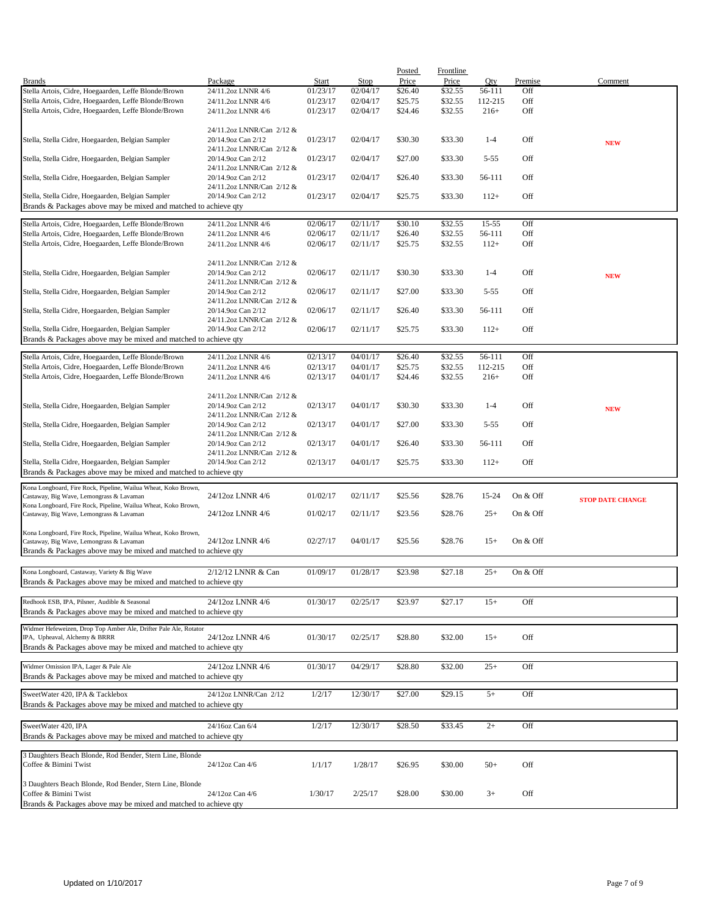| Brands | Package | Start | Stop | Posted Price | Frontline Price | Qty | Premise | Comment |
|---|---|---|---|---|---|---|---|---|
| Stella Artois, Cidre, Hoegaarden, Leffe Blonde/Brown | 24/11.2oz LNNR 4/6 | 01/23/17 | 02/04/17 | $26.40 | $32.55 | 56-111 | Off | |
| Stella Artois, Cidre, Hoegaarden, Leffe Blonde/Brown | 24/11.2oz LNNR 4/6 | 01/23/17 | 02/04/17 | $25.75 | $32.55 | 112-215 | Off | |
| Stella Artois, Cidre, Hoegaarden, Leffe Blonde/Brown | 24/11.2oz LNNR 4/6 | 01/23/17 | 02/04/17 | $24.46 | $32.55 | 216+ | Off | |
| Stella, Stella Cidre, Hoegaarden, Belgian Sampler | 24/11.2oz LNNR/Can 2/12 & 20/14.9oz Can 2/12 | 01/23/17 | 02/04/17 | $30.30 | $33.30 | 1-4 | Off | **NEW** |
| Stella, Stella Cidre, Hoegaarden, Belgian Sampler | 24/11.2oz LNNR/Can 2/12 & 20/14.9oz Can 2/12 | 01/23/17 | 02/04/17 | $27.00 | $33.30 | 5-55 | Off | |
| Stella, Stella Cidre, Hoegaarden, Belgian Sampler | 24/11.2oz LNNR/Can 2/12 & 20/14.9oz Can 2/12 | 01/23/17 | 02/04/17 | $26.40 | $33.30 | 56-111 | Off | |
| Stella, Stella Cidre, Hoegaarden, Belgian Sampler | 24/11.2oz LNNR/Can 2/12 & 20/14.9oz Can 2/12 | 01/23/17 | 02/04/17 | $25.75 | $33.30 | 112+ | Off | |
| Brands & Packages above may be mixed and matched to achieve qty | | | | | | | | |
| Stella Artois, Cidre, Hoegaarden, Leffe Blonde/Brown | 24/11.2oz LNNR 4/6 | 02/06/17 | 02/11/17 | $30.10 | $32.55 | 15-55 | Off | |
| Stella Artois, Cidre, Hoegaarden, Leffe Blonde/Brown | 24/11.2oz LNNR 4/6 | 02/06/17 | 02/11/17 | $26.40 | $32.55 | 56-111 | Off | |
| Stella Artois, Cidre, Hoegaarden, Leffe Blonde/Brown | 24/11.2oz LNNR 4/6 | 02/06/17 | 02/11/17 | $25.75 | $32.55 | 112+ | Off | |
| Stella, Stella Cidre, Hoegaarden, Belgian Sampler | 24/11.2oz LNNR/Can 2/12 & 20/14.9oz Can 2/12 | 02/06/17 | 02/11/17 | $30.30 | $33.30 | 1-4 | Off | **NEW** |
| Stella, Stella Cidre, Hoegaarden, Belgian Sampler | 24/11.2oz LNNR/Can 2/12 & 20/14.9oz Can 2/12 | 02/06/17 | 02/11/17 | $27.00 | $33.30 | 5-55 | Off | |
| Stella, Stella Cidre, Hoegaarden, Belgian Sampler | 24/11.2oz LNNR/Can 2/12 & 20/14.9oz Can 2/12 | 02/06/17 | 02/11/17 | $26.40 | $33.30 | 56-111 | Off | |
| Stella, Stella Cidre, Hoegaarden, Belgian Sampler | 24/11.2oz LNNR/Can 2/12 & 20/14.9oz Can 2/12 | 02/06/17 | 02/11/17 | $25.75 | $33.30 | 112+ | Off | |
| Brands & Packages above may be mixed and matched to achieve qty | | | | | | | | |
| Stella Artois, Cidre, Hoegaarden, Leffe Blonde/Brown | 24/11.2oz LNNR 4/6 | 02/13/17 | 04/01/17 | $26.40 | $32.55 | 56-111 | Off | |
| Stella Artois, Cidre, Hoegaarden, Leffe Blonde/Brown | 24/11.2oz LNNR 4/6 | 02/13/17 | 04/01/17 | $25.75 | $32.55 | 112-215 | Off | |
| Stella Artois, Cidre, Hoegaarden, Leffe Blonde/Brown | 24/11.2oz LNNR 4/6 | 02/13/17 | 04/01/17 | $24.46 | $32.55 | 216+ | Off | |
| Stella, Stella Cidre, Hoegaarden, Belgian Sampler | 24/11.2oz LNNR/Can 2/12 & 20/14.9oz Can 2/12 | 02/13/17 | 04/01/17 | $30.30 | $33.30 | 1-4 | Off | **NEW** |
| Stella, Stella Cidre, Hoegaarden, Belgian Sampler | 24/11.2oz LNNR/Can 2/12 & 20/14.9oz Can 2/12 | 02/13/17 | 04/01/17 | $27.00 | $33.30 | 5-55 | Off | |
| Stella, Stella Cidre, Hoegaarden, Belgian Sampler | 24/11.2oz LNNR/Can 2/12 & 20/14.9oz Can 2/12 | 02/13/17 | 04/01/17 | $26.40 | $33.30 | 56-111 | Off | |
| Stella, Stella Cidre, Hoegaarden, Belgian Sampler | 24/11.2oz LNNR/Can 2/12 & 20/14.9oz Can 2/12 | 02/13/17 | 04/01/17 | $25.75 | $33.30 | 112+ | Off | |
| Brands & Packages above may be mixed and matched to achieve qty | | | | | | | | |
| Kona Longboard, Fire Rock, Pipeline, Wailua Wheat, Koko Brown, Castaway, Big Wave, Lemongrass & Lavaman | 24/12oz LNNR 4/6 | 01/02/17 | 02/11/17 | $25.56 | $28.76 | 15-24 | On & Off | **STOP DATE CHANGE** |
| Kona Longboard, Fire Rock, Pipeline, Wailua Wheat, Koko Brown, Castaway, Big Wave, Lemongrass & Lavaman | 24/12oz LNNR 4/6 | 01/02/17 | 02/11/17 | $23.56 | $28.76 | 25+ | On & Off | |
| Kona Longboard, Fire Rock, Pipeline, Wailua Wheat, Koko Brown, Castaway, Big Wave, Lemongrass & Lavaman | 24/12oz LNNR 4/6 | 02/27/17 | 04/01/17 | $25.56 | $28.76 | 15+ | On & Off | |
| Brands & Packages above may be mixed and matched to achieve qty | | | | | | | | |
| Kona Longboard, Castaway, Variety & Big Wave | 2/12/12 LNNR & Can | 01/09/17 | 01/28/17 | $23.98 | $27.18 | 25+ | On & Off | |
| Brands & Packages above may be mixed and matched to achieve qty | | | | | | | | |
| Redhook ESB, IPA, Pilsner, Audible & Seasonal | 24/12oz LNNR 4/6 | 01/30/17 | 02/25/17 | $23.97 | $27.17 | 15+ | Off | |
| Brands & Packages above may be mixed and matched to achieve qty | | | | | | | | |
| Widmer Hefeweizen, Drop Top Amber Ale, Drifter Pale Ale, Rotator IPA, Upheaval, Alchemy & BRRR | 24/12oz LNNR 4/6 | 01/30/17 | 02/25/17 | $28.80 | $32.00 | 15+ | Off | |
| Brands & Packages above may be mixed and matched to achieve qty | | | | | | | | |
| Widmer Omission IPA, Lager & Pale Ale | 24/12oz LNNR 4/6 | 01/30/17 | 04/29/17 | $28.80 | $32.00 | 25+ | Off | |
| Brands & Packages above may be mixed and matched to achieve qty | | | | | | | | |
| SweetWater 420, IPA & Tacklebox | 24/12oz LNNR/Can 2/12 | 1/2/17 | 12/30/17 | $27.00 | $29.15 | 5+ | Off | |
| Brands & Packages above may be mixed and matched to achieve qty | | | | | | | | |
| SweetWater 420, IPA | 24/16oz Can 6/4 | 1/2/17 | 12/30/17 | $28.50 | $33.45 | 2+ | Off | |
| Brands & Packages above may be mixed and matched to achieve qty | | | | | | | | |
| 3 Daughters Beach Blonde, Rod Bender, Stern Line, Blonde Coffee & Bimini Twist | 24/12oz Can 4/6 | 1/1/17 | 1/28/17 | $26.95 | $30.00 | 50+ | Off | |
| 3 Daughters Beach Blonde, Rod Bender, Stern Line, Blonde Coffee & Bimini Twist | 24/12oz Can 4/6 | 1/30/17 | 2/25/17 | $28.00 | $30.00 | 3+ | Off | |
| Brands & Packages above may be mixed and matched to achieve qty | | | | | | | | |

Updated on 1/10/2017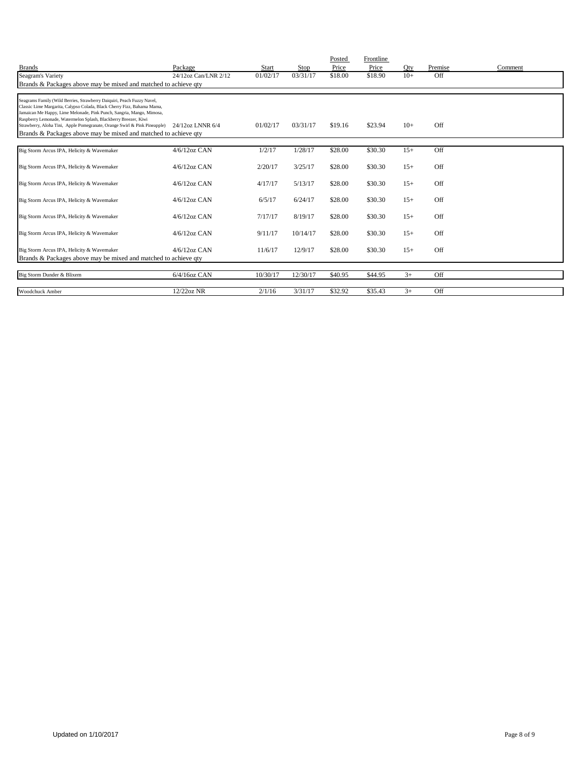| Brands | Package | Start | Stop | Posted Price | Frontline Price | Qty | Premise | Comment |
|---|---|---|---|---|---|---|---|---|
| Seagram's Variety | 24/12oz Can/LNR 2/12 | 01/02/17 | 03/31/17 | $18.00 | $18.90 | 10+ | Off | |
| Brands & Packages above may be mixed and matched to achieve qty | | | | | | | | |
| Seagrams Family (Wild Berries, Strawberry Daiquiri, Peach Fuzzy Navel, Classic Lime Margarita, Calypso Colada, Black Cherry Fizz, Bahama Mama, Jamaican Me Happy, Lime Melonade, Pink Punch, Sangria, Mango, Mimosa, Raspberry Lemonade, Watermelon Splash, Blackberry Breezer, Kiwi Strawberry, Aloha Tini, Apple Pomegranate, Orange Swirl & Pink Pineapple) | 24/12oz LNNR 6/4 | 01/02/17 | 03/31/17 | $19.16 | $23.94 | 10+ | Off | |
| Brands & Packages above may be mixed and matched to achieve qty | | | | | | | | |
| Big Storm Arcus IPA, Helicity & Wavemaker | 4/6/12oz CAN | 1/2/17 | 1/28/17 | $28.00 | $30.30 | 15+ | Off | |
| Big Storm Arcus IPA, Helicity & Wavemaker | 4/6/12oz CAN | 2/20/17 | 3/25/17 | $28.00 | $30.30 | 15+ | Off | |
| Big Storm Arcus IPA, Helicity & Wavemaker | 4/6/12oz CAN | 4/17/17 | 5/13/17 | $28.00 | $30.30 | 15+ | Off | |
| Big Storm Arcus IPA, Helicity & Wavemaker | 4/6/12oz CAN | 6/5/17 | 6/24/17 | $28.00 | $30.30 | 15+ | Off | |
| Big Storm Arcus IPA, Helicity & Wavemaker | 4/6/12oz CAN | 7/17/17 | 8/19/17 | $28.00 | $30.30 | 15+ | Off | |
| Big Storm Arcus IPA, Helicity & Wavemaker | 4/6/12oz CAN | 9/11/17 | 10/14/17 | $28.00 | $30.30 | 15+ | Off | |
| Big Storm Arcus IPA, Helicity & Wavemaker | 4/6/12oz CAN | 11/6/17 | 12/9/17 | $28.00 | $30.30 | 15+ | Off | |
| Brands & Packages above may be mixed and matched to achieve qty | | | | | | | | |
| Big Storm Dunder & Blixem | 6/4/16oz CAN | 10/30/17 | 12/30/17 | $40.95 | $44.95 | 3+ | Off | |
| Woodchuck Amber | 12/22oz NR | 2/1/16 | 3/31/17 | $32.92 | $35.43 | 3+ | Off | |

Updated on 1/10/2017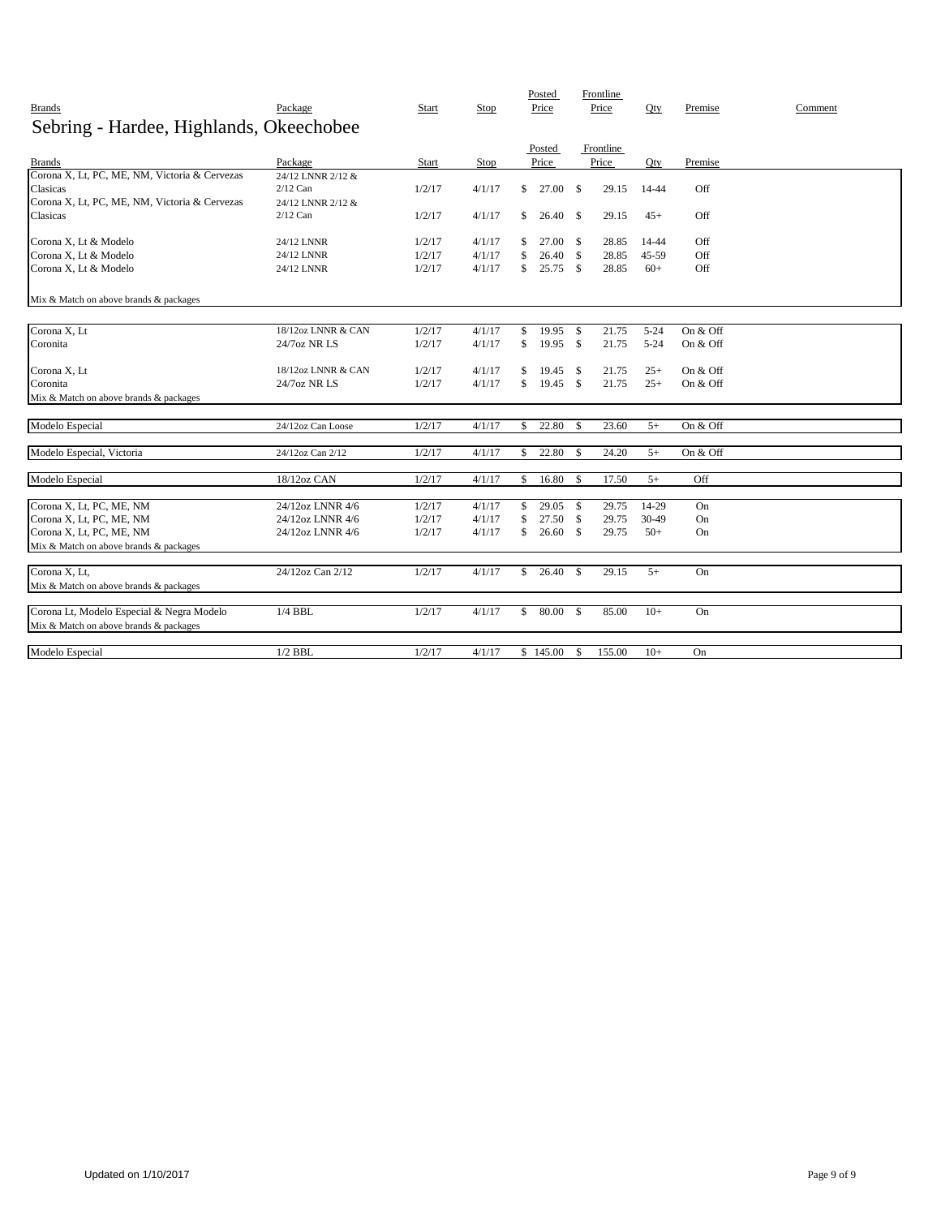| Brands | Package | Start | Stop | Posted Price | Frontline Price | Qty | Premise | Comment |
|---|---|---|---|---|---|---|---|---|

# Sebring - Hardee, Highlands, Okeechobee

| Brands | Package | Start | Stop | Posted Price | Frontline Price | Qty | Premise |
|---|---|---|---|---|---|---|---|
| Corona X, Lt, PC, ME, NM, Victoria & Cervezas Clasicas | 24/12 LNNR 2/12 & 2/12 Can | 1/2/17 | 4/1/17 | $ 27.00 | $ 29.15 | 14-44 | Off |
| Corona X, Lt, PC, ME, NM, Victoria & Cervezas Clasicas | 24/12 LNNR 2/12 & 2/12 Can | 1/2/17 | 4/1/17 | $ 26.40 | $ 29.15 | 45+ | Off |
| Corona X, Lt & Modelo | 24/12 LNNR | 1/2/17 | 4/1/17 | $ 27.00 | $ 28.85 | 14-44 | Off |
| Corona X, Lt & Modelo | 24/12 LNNR | 1/2/17 | 4/1/17 | $ 26.40 | $ 28.85 | 45-59 | Off |
| Corona X, Lt & Modelo | 24/12 LNNR | 1/2/17 | 4/1/17 | $ 25.75 | $ 28.85 | 60+ | Off |
| Mix & Match on above brands & packages | | | | | | | |
| Corona X, Lt | 18/12oz LNNR & CAN | 1/2/17 | 4/1/17 | $ 19.95 | $ 21.75 | 5-24 | On & Off |
| Coronita | 24/7oz NR LS | 1/2/17 | 4/1/17 | $ 19.95 | $ 21.75 | 5-24 | On & Off |
| Corona X, Lt | 18/12oz LNNR & CAN | 1/2/17 | 4/1/17 | $ 19.45 | $ 21.75 | 25+ | On & Off |
| Coronita | 24/7oz NR LS | 1/2/17 | 4/1/17 | $ 19.45 | $ 21.75 | 25+ | On & Off |
| Mix & Match on above brands & packages | | | | | | | |
| Modelo Especial | 24/12oz Can Loose | 1/2/17 | 4/1/17 | $ 22.80 | $ 23.60 | 5+ | On & Off |
| Modelo Especial, Victoria | 24/12oz Can 2/12 | 1/2/17 | 4/1/17 | $ 22.80 | $ 24.20 | 5+ | On & Off |
| Modelo Especial | 18/12oz CAN | 1/2/17 | 4/1/17 | $ 16.80 | $ 17.50 | 5+ | Off |
| Corona X, Lt, PC, ME, NM | 24/12oz LNNR 4/6 | 1/2/17 | 4/1/17 | $ 29.05 | $ 29.75 | 14-29 | On |
| Corona X, Lt, PC, ME, NM | 24/12oz LNNR 4/6 | 1/2/17 | 4/1/17 | $ 27.50 | $ 29.75 | 30-49 | On |
| Corona X, Lt, PC, ME, NM | 24/12oz LNNR 4/6 | 1/2/17 | 4/1/17 | $ 26.60 | $ 29.75 | 50+ | On |
| Mix & Match on above brands & packages | | | | | | | |
| Corona X, Lt, | 24/12oz Can 2/12 | 1/2/17 | 4/1/17 | $ 26.40 | $ 29.15 | 5+ | On |
| Mix & Match on above brands & packages | | | | | | | |
| Corona Lt, Modelo Especial & Negra Modelo | 1/4 BBL | 1/2/17 | 4/1/17 | $ 80.00 | $ 85.00 | 10+ | On |
| Mix & Match on above brands & packages | | | | | | | |
| Modelo Especial | 1/2 BBL | 1/2/17 | 4/1/17 | $ 145.00 | $ 155.00 | 10+ | On |

Updated on 1/10/2017